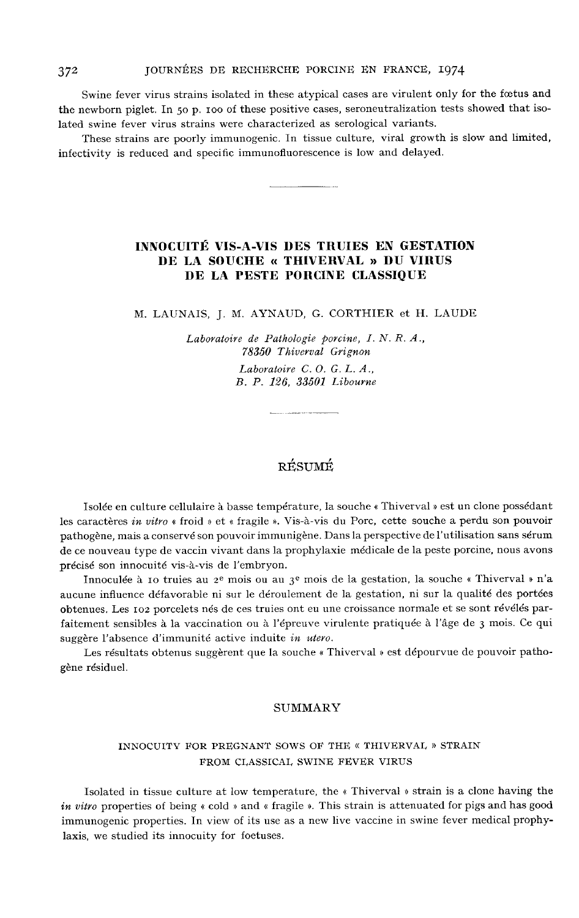Swine fever virus strains isolated in these atypical cases are virulent only for the fœtus and the newborn piglet. In 50 p. 100 of these positive cases, seroneutralization tests showed that isolated swine fever virus strains were characterized as serological variants.

These strains are poorly immunogenic. In tissue culture, viral growth is slow and limited, infectivity is reduced and specific immunofluorescence is low and delayed.

---

# INNOCUITÉ VIS-A-VIS DES TRUIES EN GESTATION DE LA SOUCHE « THIVERVAL » DU VIRUS DE LA PESTE PORCINE CLASSIQUE

M. LAUNAIS, J. M. AYNAUD, G. CORTHIER et H. LAUDE

*Laboratoire de Pathologie porcine, I. N. R. A., 78350 Thiverval Grignon*

*Laboratoire C. O. G. L. A., B. P. 126, 33501 Libourne*

---

## RÉSUMÉ

Isolée en culture cellulaire à basse température, la souche « Thiverval » est un clone possédant les caractères *in vitro* « froid » et « fragile ». Vis-à-vis du Porc, cette souche a perdu son pouvoir pathogène, mais a conservé son pouvoir immunigène. Dans la perspective de l'utilisation sans sérum de ce nouveau type de vaccin vivant dans la prophylaxie médicale de la peste porcine, nous avons précisé son innocuité vis-à-vis de l'embryon.

Innoculée à 10 truies au 2^e^ mois ou au 3^e^ mois de la gestation, la souche « Thiverval » n'a aucune influence défavorable ni sur le déroulement de la gestation, ni sur la qualité des portées obtenues. Les 102 porcelets nés de ces truies ont eu une croissance normale et se sont révélés parfaitement sensibles à la vaccination ou à l'épreuve virulente pratiquée à l'âge de 3 mois. Ce qui suggère l'absence d'immunité active induite *in utero*.

Les résultats obtenus suggèrent que la souche « Thiverval » est dépourvue de pouvoir pathogène résiduel.

## SUMMARY

### INNOCUITY FOR PREGNANT SOWS OF THE « THIVERVAL » STRAIN FROM CLASSICAL SWINE FEVER VIRUS

Isolated in tissue culture at low temperature, the « Thiverval » strain is a clone having the *in vitro* properties of being « cold » and « fragile ». This strain is attenuated for pigs and has good immunogenic properties. In view of its use as a new live vaccine in swine fever medical prophylaxis, we studied its innocuity for foetuses.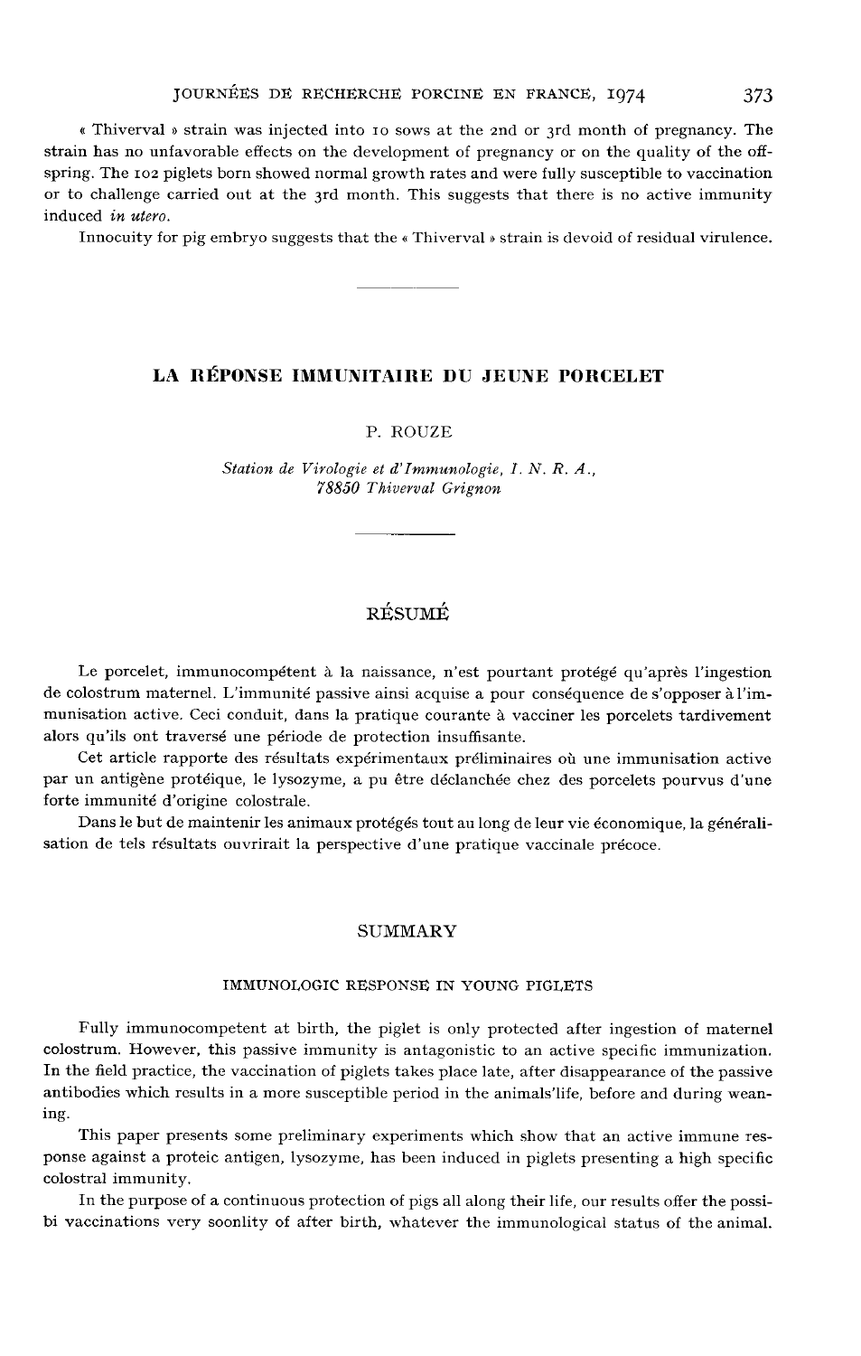« Thiverval » strain was injected into 10 sows at the 2nd or 3rd month of pregnancy. The strain has no unfavorable effects on the development of pregnancy or on the quality of the offspring. The 102 piglets born showed normal growth rates and were fully susceptible to vaccination or to challenge carried out at the 3rd month. This suggests that there is no active immunity induced *in utero*.

Innocuity for pig embryo suggests that the « Thiverval » strain is devoid of residual virulence.

# LA RÉPONSE IMMUNITAIRE DU JEUNE PORCELET

P. ROUZE

*Station de Virologie et d'Immunologie, I. N. R. A., 78850 Thiverval Grignon*

## RÉSUMÉ

Le porcelet, immunocompétent à la naissance, n'est pourtant protégé qu'après l'ingestion de colostrum maternel. L'immunité passive ainsi acquise a pour conséquence de s'opposer à l'immunisation active. Ceci conduit, dans la pratique courante à vacciner les porcelets tardivement alors qu'ils ont traversé une période de protection insuffisante.

Cet article rapporte des résultats expérimentaux préliminaires où une immunisation active par un antigène protéique, le lysozyme, a pu être déclanchée chez des porcelets pourvus d'une forte immunité d'origine colostrale.

Dans le but de maintenir les animaux protégés tout au long de leur vie économique, la généralisation de tels résultats ouvrirait la perspective d'une pratique vaccinale précoce.

## SUMMARY

### IMMUNOLOGIC RESPONSE IN YOUNG PIGLETS

Fully immunocompetent at birth, the piglet is only protected after ingestion of maternel colostrum. However, this passive immunity is antagonistic to an active specific immunization. In the field practice, the vaccination of piglets takes place late, after disappearance of the passive antibodies which results in a more susceptible period in the animals'life, before and during weaning.

This paper presents some preliminary experiments which show that an active immune response against a proteic antigen, lysozyme, has been induced in piglets presenting a high specific colostral immunity.

In the purpose of a continuous protection of pigs all along their life, our results offer the possibi vaccinations very soonlity of after birth, whatever the immunological status of the animal.